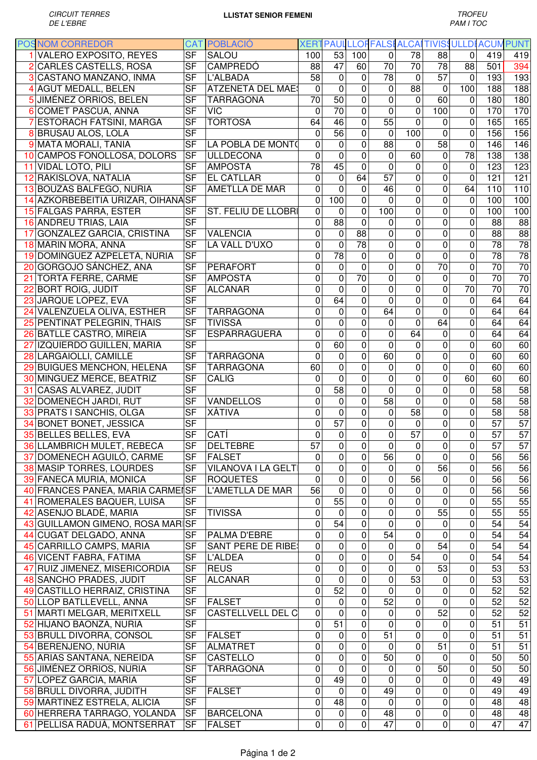CIRCUIT TERRES DE L'EBRE

**LLISTAT SENIOR FEMENI**

TROFEU PAM I TOC

| POS | NOM CORREDOR | CAT | POBLACIÓ | XERT | PAUL | LLOR | FALSE | ALCAN | TIVISS | ULLDE | ACUM | PUNT |
|---|---|---|---|---|---|---|---|---|---|---|---|---|
| 1 | VALERO EXPOSITO, REYES | SF | SALOU | 100 | 53 | 100 | 0 | 78 | 88 | 0 | 419 | 419 |
| 2 | CARLES CASTELLS, ROSA | SF | CAMPREDÓ | 88 | 47 | 60 | 70 | 70 | 78 | 88 | 501 | 394 |
| 3 | CASTANO MANZANO, INMA | SF | L'ALBADA | 58 | 0 | 0 | 78 | 0 | 57 | 0 | 193 | 193 |
| 4 | AGUT MEDALL, BELEN | SF | ATZENETA DEL MAES | 0 | 0 | 0 | 0 | 88 | 0 | 100 | 188 | 188 |
| 5 | JIMÉNEZ ORRIOS, BELEN | SF | TARRAGONA | 70 | 50 | 0 | 0 | 0 | 60 | 0 | 180 | 180 |
| 6 | COMET PASCUA, ANNA | SF | VIC | 0 | 70 | 0 | 0 | 0 | 100 | 0 | 170 | 170 |
| 7 | ESTORACH FATSINI, MARGA | SF | TORTOSA | 64 | 46 | 0 | 55 | 0 | 0 | 0 | 165 | 165 |
| 8 | BRUSAU ALOS, LOLA | SF | | 0 | 56 | 0 | 0 | 100 | 0 | 0 | 156 | 156 |
| 9 | MATA MORALI, TANIA | SF | LA POBLA DE MONTO | 0 | 0 | 0 | 88 | 0 | 58 | 0 | 146 | 146 |
| 10 | CAMPOS FONOLLOSA, DOLORS | SF | ULLDECONA | 0 | 0 | 0 | 0 | 60 | 0 | 78 | 138 | 138 |
| 11 | VIDAL LOTO, PILI | SF | AMPOSTA | 78 | 45 | 0 | 0 | 0 | 0 | 0 | 123 | 123 |
| 12 | RAKISLOVA, NATALIA | SF | EL CATLLAR | 0 | 0 | 64 | 57 | 0 | 0 | 0 | 121 | 121 |
| 13 | BOUZAS BALFEGO, NURIA | SF | AMETLLA DE MAR | 0 | 0 | 0 | 46 | 0 | 0 | 64 | 110 | 110 |
| 14 | AZKORBEBEITIA URIZAR, OIHANA | SF | | 0 | 100 | 0 | 0 | 0 | 0 | 0 | 100 | 100 |
| 15 | FALGAS PARRA, ESTER | SF | ST. FELIU DE LLOBRI | 0 | 0 | 0 | 100 | 0 | 0 | 0 | 100 | 100 |
| 16 | ANDREU TRIAS, LAIA | SF | | 0 | 88 | 0 | 0 | 0 | 0 | 0 | 88 | 88 |
| 17 | GONZALEZ GARCIA, CRISTINA | SF | VALENCIA | 0 | 0 | 88 | 0 | 0 | 0 | 0 | 88 | 88 |
| 18 | MARIN MORA, ANNA | SF | LA VALL D'UXO | 0 | 0 | 78 | 0 | 0 | 0 | 0 | 78 | 78 |
| 19 | DOMINGUEZ AZPELETA, NURIA | SF | | 0 | 78 | 0 | 0 | 0 | 0 | 0 | 78 | 78 |
| 20 | GORGOJO SÁNCHEZ, ANA | SF | PERAFORT | 0 | 0 | 0 | 0 | 0 | 70 | 0 | 70 | 70 |
| 21 | TORTA FERRE, CARME | SF | AMPOSTA | 0 | 0 | 70 | 0 | 0 | 0 | 0 | 70 | 70 |
| 22 | BORT ROIG, JUDIT | SF | ALCANAR | 0 | 0 | 0 | 0 | 0 | 0 | 70 | 70 | 70 |
| 23 | JARQUE LOPEZ, EVA | SF | | 0 | 64 | 0 | 0 | 0 | 0 | 0 | 64 | 64 |
| 24 | VALENZUELA OLIVA, ESTHER | SF | TARRAGONA | 0 | 0 | 0 | 64 | 0 | 0 | 0 | 64 | 64 |
| 25 | PENTINAT PELEGRIN, THAIS | SF | TIVISSA | 0 | 0 | 0 | 0 | 0 | 64 | 0 | 64 | 64 |
| 26 | BATLLE CASTRO, MIREIA | SF | ESPARRAGUERA | 0 | 0 | 0 | 0 | 64 | 0 | 0 | 64 | 64 |
| 27 | IZQUIERDO GUILLEN, MARIA | SF | | 0 | 60 | 0 | 0 | 0 | 0 | 0 | 60 | 60 |
| 28 | LARGAIOLLI, CAMILLE | SF | TARRAGONA | 0 | 0 | 0 | 60 | 0 | 0 | 0 | 60 | 60 |
| 29 | BUIGUES MENCHON, HELENA | SF | TARRAGONA | 60 | 0 | 0 | 0 | 0 | 0 | 0 | 60 | 60 |
| 30 | MINGUEZ MERCE, BEATRIZ | SF | CALIG | 0 | 0 | 0 | 0 | 0 | 0 | 60 | 60 | 60 |
| 31 | CASAS ALVAREZ, JUDIT | SF | | 0 | 58 | 0 | 0 | 0 | 0 | 0 | 58 | 58 |
| 32 | DOMENECH JARDI, RUT | SF | VANDELLOS | 0 | 0 | 0 | 58 | 0 | 0 | 0 | 58 | 58 |
| 33 | PRATS I SANCHIS, OLGA | SF | XÀTIVA | 0 | 0 | 0 | 0 | 58 | 0 | 0 | 58 | 58 |
| 34 | BONET BONET, JESSICA | SF | | 0 | 57 | 0 | 0 | 0 | 0 | 0 | 57 | 57 |
| 35 | BELLES BELLES, EVA | SF | CATÍ | 0 | 0 | 0 | 0 | 57 | 0 | 0 | 57 | 57 |
| 36 | LLAMBRICH MULET, REBECA | SF | DELTEBRE | 57 | 0 | 0 | 0 | 0 | 0 | 0 | 57 | 57 |
| 37 | DOMENECH AGUILÓ, CARME | SF | FALSET | 0 | 0 | 0 | 56 | 0 | 0 | 0 | 56 | 56 |
| 38 | MASIP TORRES, LOURDES | SF | VILANOVA I LA GELTI | 0 | 0 | 0 | 0 | 0 | 56 | 0 | 56 | 56 |
| 39 | FANECA MURIA, MONICA | SF | ROQUETES | 0 | 0 | 0 | 0 | 56 | 0 | 0 | 56 | 56 |
| 40 | FRANCES PANEA, MARIA CARMEN | SF | L'AMETLLA DE MAR | 56 | 0 | 0 | 0 | 0 | 0 | 0 | 56 | 56 |
| 41 | ROMERALES BAQUER, LUISA | SF | | 0 | 55 | 0 | 0 | 0 | 0 | 0 | 55 | 55 |
| 42 | ASENJO BLADÉ, MARIA | SF | TIVISSA | 0 | 0 | 0 | 0 | 0 | 55 | 0 | 55 | 55 |
| 43 | GUILLAMON GIMENO, ROSA MARI | SF | | 0 | 54 | 0 | 0 | 0 | 0 | 0 | 54 | 54 |
| 44 | CUGAT DELGADO, ANNA | SF | PALMA D'EBRE | 0 | 0 | 0 | 54 | 0 | 0 | 0 | 54 | 54 |
| 45 | CARRILLO CAMPS, MARIA | SF | SANT PERE DE RIBES | 0 | 0 | 0 | 0 | 0 | 54 | 0 | 54 | 54 |
| 46 | VICENT FABRA, FATIMA | SF | L'ALDEA | 0 | 0 | 0 | 0 | 54 | 0 | 0 | 54 | 54 |
| 47 | RUIZ JIMENEZ, MISERICORDIA | SF | REUS | 0 | 0 | 0 | 0 | 0 | 53 | 0 | 53 | 53 |
| 48 | SANCHO PRADES, JUDIT | SF | ALCANAR | 0 | 0 | 0 | 0 | 53 | 0 | 0 | 53 | 53 |
| 49 | CASTILLO HERRAIZ, CRISTINA | SF | | 0 | 52 | 0 | 0 | 0 | 0 | 0 | 52 | 52 |
| 50 | LLOP BATLLEVELL, ANNA | SF | FALSET | 0 | 0 | 0 | 52 | 0 | 0 | 0 | 52 | 52 |
| 51 | MARTI MELGAR, MERITXELL | SF | CASTELLVELL DEL C | 0 | 0 | 0 | 0 | 0 | 52 | 0 | 52 | 52 |
| 52 | HIJANO BAONZA, NURIA | SF | | 0 | 51 | 0 | 0 | 0 | 0 | 0 | 51 | 51 |
| 53 | BRULL DIVORRA, CONSOL | SF | FALSET | 0 | 0 | 0 | 51 | 0 | 0 | 0 | 51 | 51 |
| 54 | BERENJENO, NÚRIA | SF | ALMATRET | 0 | 0 | 0 | 0 | 0 | 51 | 0 | 51 | 51 |
| 55 | ARIAS SANTANA, NEREIDA | SF | CASTELLO | 0 | 0 | 0 | 50 | 0 | 0 | 0 | 50 | 50 |
| 56 | JIMÉNEZ ORRIOS, NURIA | SF | TARRAGONA | 0 | 0 | 0 | 0 | 0 | 50 | 0 | 50 | 50 |
| 57 | LOPEZ GARCIA, MARIA | SF | | 0 | 49 | 0 | 0 | 0 | 0 | 0 | 49 | 49 |
| 58 | BRULL DIVORRA, JUDITH | SF | FALSET | 0 | 0 | 0 | 49 | 0 | 0 | 0 | 49 | 49 |
| 59 | MARTINEZ ESTRELA, ALICIA | SF | | 0 | 48 | 0 | 0 | 0 | 0 | 0 | 48 | 48 |
| 60 | HERRERA TARRAGO, YOLANDA | SF | BARCELONA | 0 | 0 | 0 | 48 | 0 | 0 | 0 | 48 | 48 |
| 61 | PELLISA RADUÀ, MONTSERRAT | SF | FALSET | 0 | 0 | 0 | 47 | 0 | 0 | 0 | 47 | 47 |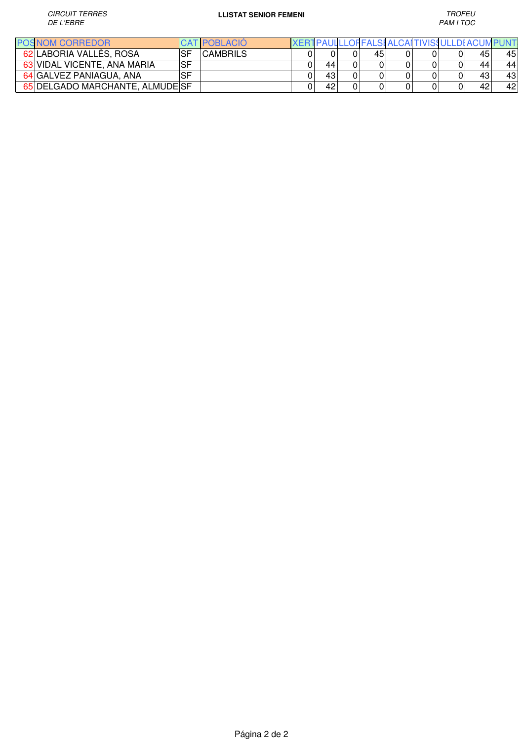*CIRCUIT TERRES DE L'EBRE*

**LLISTAT SENIOR FEMENI**

*TROFEU PAM I TOC*

| POS | NOM CORREDOR | CAT | POBLACIÓ | XERT | PAUL | LLOR | FALSE | ALCA | TIVIS | ULLDE | ACUM | PUNT |
|---|---|---|---|---|---|---|---|---|---|---|---|---|
| 62 | LABORIA VALLÈS, ROSA | SF | CAMBRILS | 0 | 0 | 0 | 45 | 0 | 0 | 0 | 45 | 45 |
| 63 | VIDAL VICENTE, ANA MARIA | SF | | 0 | 44 | 0 | 0 | 0 | 0 | 0 | 44 | 44 |
| 64 | GALVEZ PANIAGUA, ANA | SF | | 0 | 43 | 0 | 0 | 0 | 0 | 0 | 43 | 43 |
| 65 | DELGADO MARCHANTE, ALMUDE | SF | | 0 | 42 | 0 | 0 | 0 | 0 | 0 | 42 | 42 |